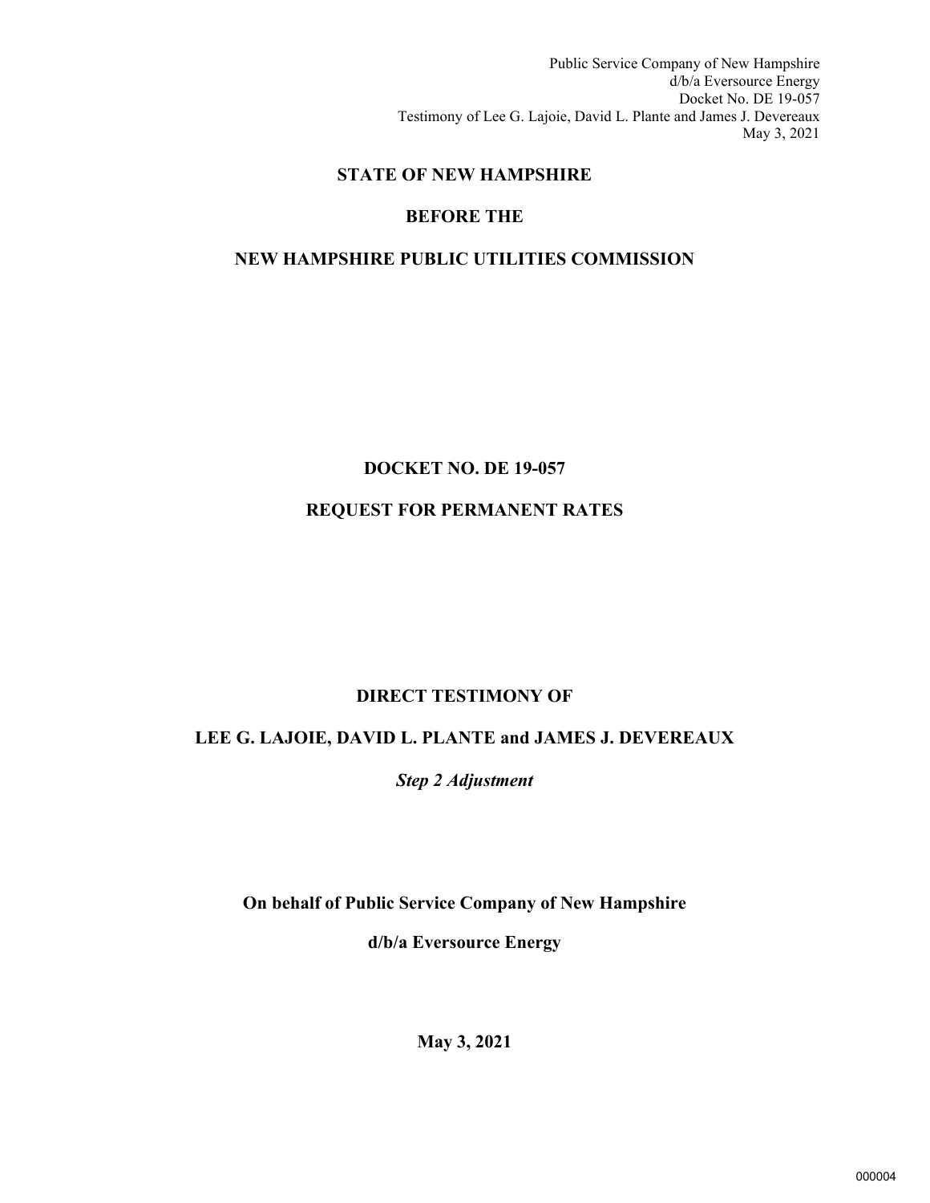# STATE OF NEW HAMPSHIRE

## BEFORE THE

## NEW HAMPSHIRE PUBLIC UTILITIES COMMISSION

## DOCKET NO. DE 19-057

## REQUEST FOR PERMANENT RATES

## DIRECT TESTIMONY OF

## LEE G. LAJOIE, DAVID L. PLANTE and JAMES J. DEVEREAUX

***Step 2 Adjustment***

**On behalf of Public Service Company of New Hampshire**

**d/b/a Eversource Energy**

**May 3, 2021**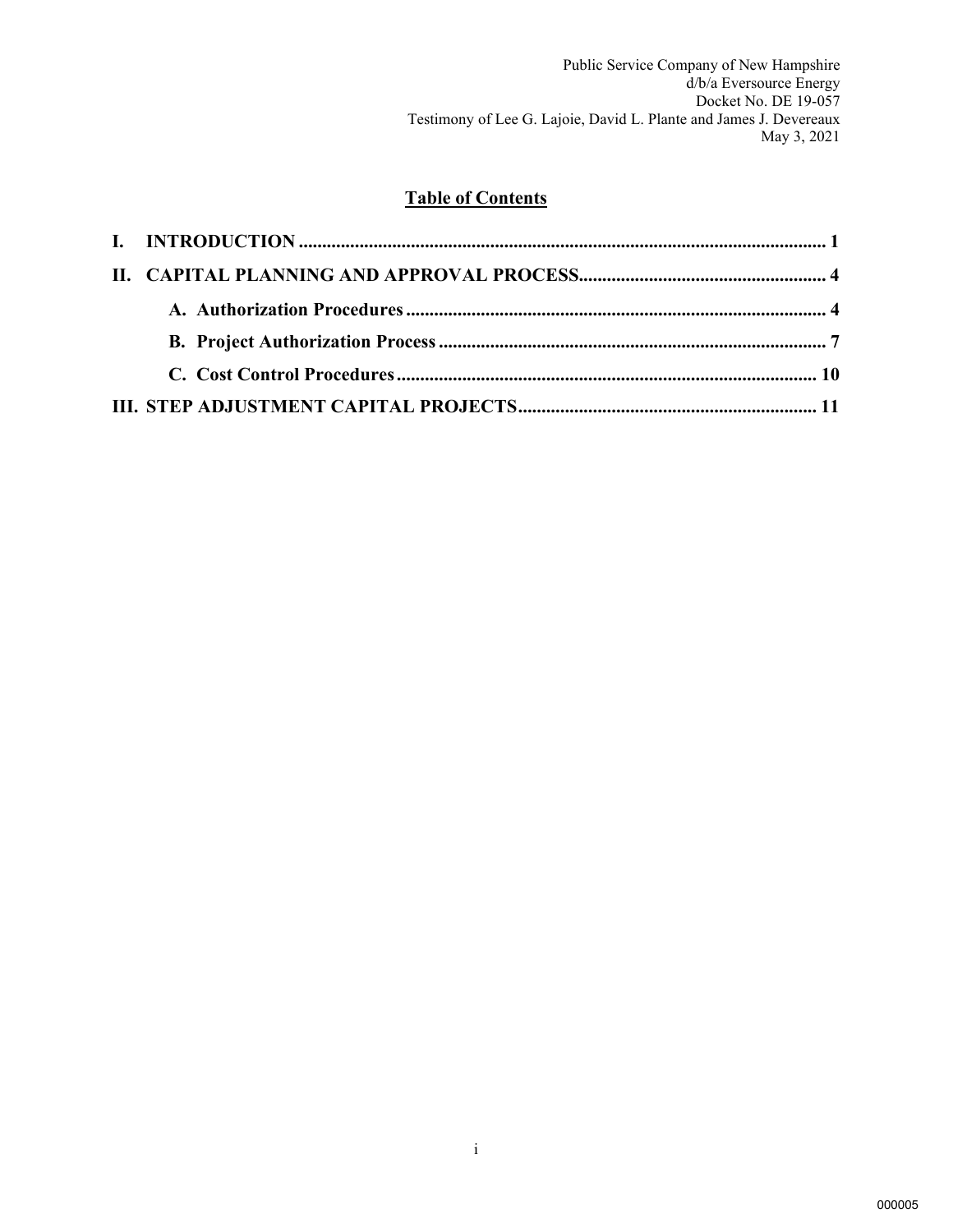# Table of Contents

| | | |
|---|---|---|
| **I.** | **INTRODUCTION** | **1** |
| **II.** | **CAPITAL PLANNING AND APPROVAL PROCESS** | **4** |
| | **A. Authorization Procedures** | **4** |
| | **B. Project Authorization Process** | **7** |
| | **C. Cost Control Procedures** | **10** |
| **III.** | **STEP ADJUSTMENT CAPITAL PROJECTS** | **11** |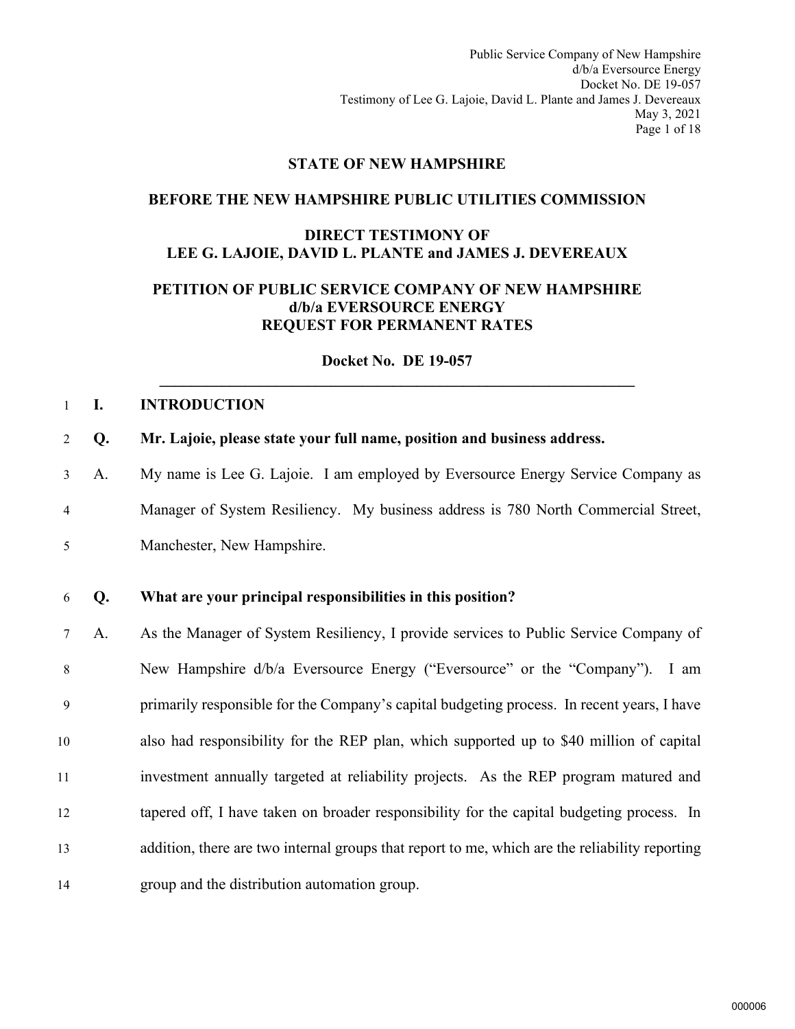**STATE OF NEW HAMPSHIRE**

**BEFORE THE NEW HAMPSHIRE PUBLIC UTILITIES COMMISSION**

**DIRECT TESTIMONY OF**
**LEE G. LAJOIE, DAVID L. PLANTE and JAMES J. DEVEREAUX**

**PETITION OF PUBLIC SERVICE COMPANY OF NEW HAMPSHIRE**
**d/b/a EVERSOURCE ENERGY**
**REQUEST FOR PERMANENT RATES**

**Docket No. DE 19-057**

---

## I. INTRODUCTION

**Q. Mr. Lajoie, please state your full name, position and business address.**

A. My name is Lee G. Lajoie. I am employed by Eversource Energy Service Company as Manager of System Resiliency. My business address is 780 North Commercial Street, Manchester, New Hampshire.

**Q. What are your principal responsibilities in this position?**

A. As the Manager of System Resiliency, I provide services to Public Service Company of New Hampshire d/b/a Eversource Energy ("Eversource" or the "Company"). I am primarily responsible for the Company's capital budgeting process. In recent years, I have also had responsibility for the REP plan, which supported up to $40 million of capital investment annually targeted at reliability projects. As the REP program matured and tapered off, I have taken on broader responsibility for the capital budgeting process. In addition, there are two internal groups that report to me, which are the reliability reporting group and the distribution automation group.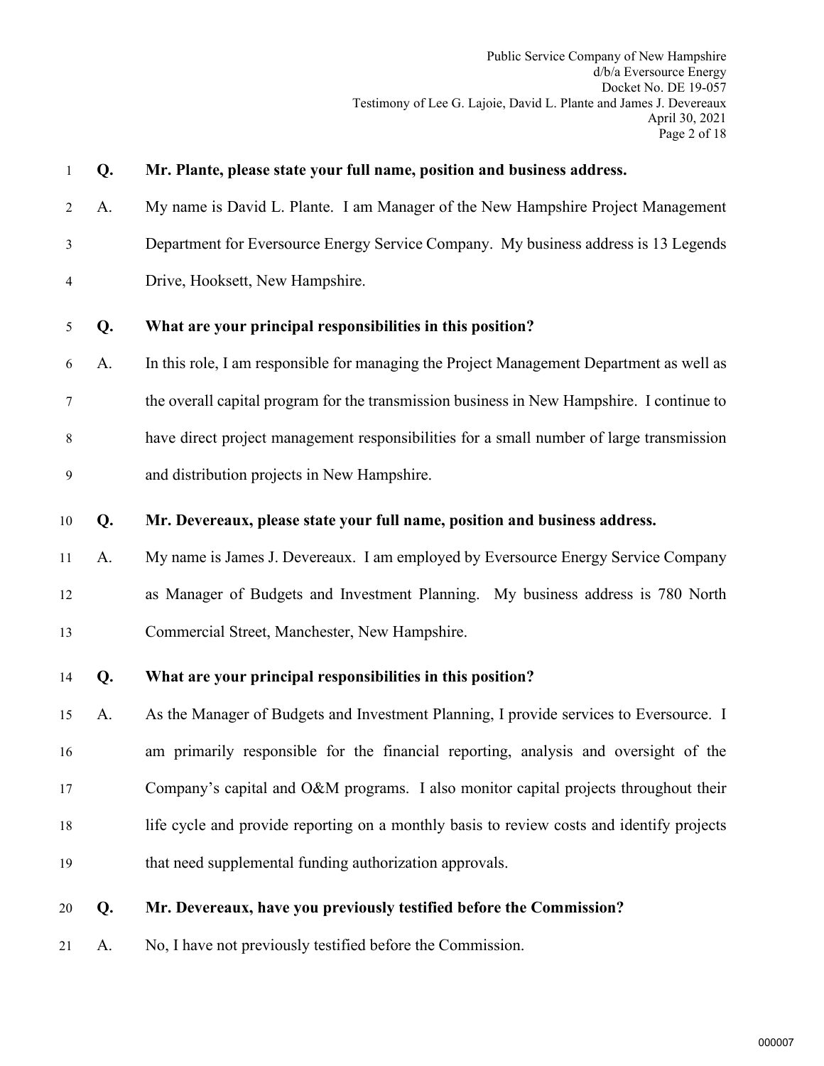**Q. Mr. Plante, please state your full name, position and business address.**

A. My name is David L. Plante. I am Manager of the New Hampshire Project Management Department for Eversource Energy Service Company. My business address is 13 Legends Drive, Hooksett, New Hampshire.

**Q. What are your principal responsibilities in this position?**

A. In this role, I am responsible for managing the Project Management Department as well as the overall capital program for the transmission business in New Hampshire. I continue to have direct project management responsibilities for a small number of large transmission and distribution projects in New Hampshire.

**Q. Mr. Devereaux, please state your full name, position and business address.**

A. My name is James J. Devereaux. I am employed by Eversource Energy Service Company as Manager of Budgets and Investment Planning. My business address is 780 North Commercial Street, Manchester, New Hampshire.

**Q. What are your principal responsibilities in this position?**

A. As the Manager of Budgets and Investment Planning, I provide services to Eversource. I am primarily responsible for the financial reporting, analysis and oversight of the Company's capital and O&M programs. I also monitor capital projects throughout their life cycle and provide reporting on a monthly basis to review costs and identify projects that need supplemental funding authorization approvals.

**Q. Mr. Devereaux, have you previously testified before the Commission?**

A. No, I have not previously testified before the Commission.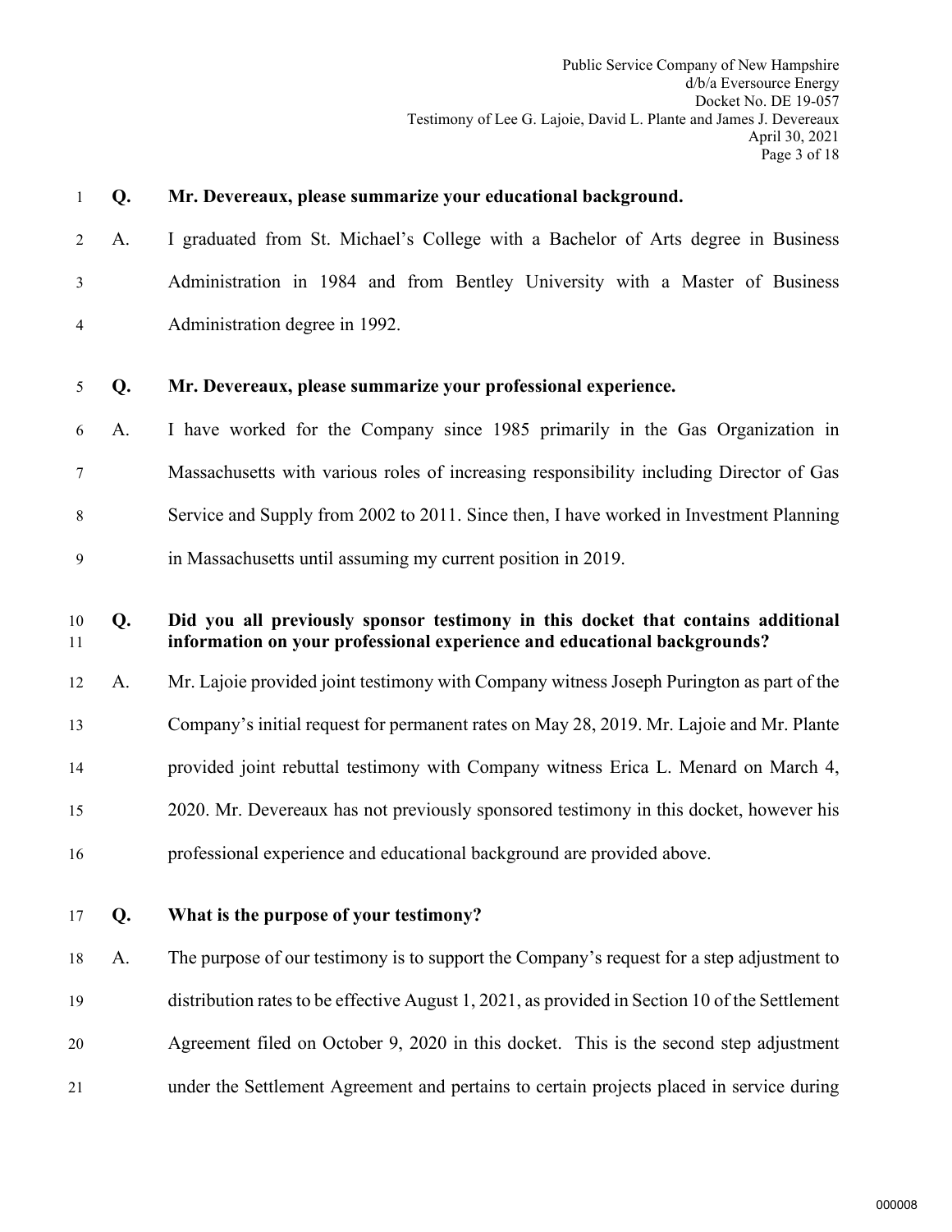**Q. Mr. Devereaux, please summarize your educational background.**

A. I graduated from St. Michael's College with a Bachelor of Arts degree in Business Administration in 1984 and from Bentley University with a Master of Business Administration degree in 1992.

**Q. Mr. Devereaux, please summarize your professional experience.**

A. I have worked for the Company since 1985 primarily in the Gas Organization in Massachusetts with various roles of increasing responsibility including Director of Gas Service and Supply from 2002 to 2011. Since then, I have worked in Investment Planning in Massachusetts until assuming my current position in 2019.

**Q. Did you all previously sponsor testimony in this docket that contains additional information on your professional experience and educational backgrounds?**

A. Mr. Lajoie provided joint testimony with Company witness Joseph Purington as part of the Company's initial request for permanent rates on May 28, 2019. Mr. Lajoie and Mr. Plante provided joint rebuttal testimony with Company witness Erica L. Menard on March 4, 2020. Mr. Devereaux has not previously sponsored testimony in this docket, however his professional experience and educational background are provided above.

**Q. What is the purpose of your testimony?**

A. The purpose of our testimony is to support the Company's request for a step adjustment to distribution rates to be effective August 1, 2021, as provided in Section 10 of the Settlement Agreement filed on October 9, 2020 in this docket. This is the second step adjustment under the Settlement Agreement and pertains to certain projects placed in service during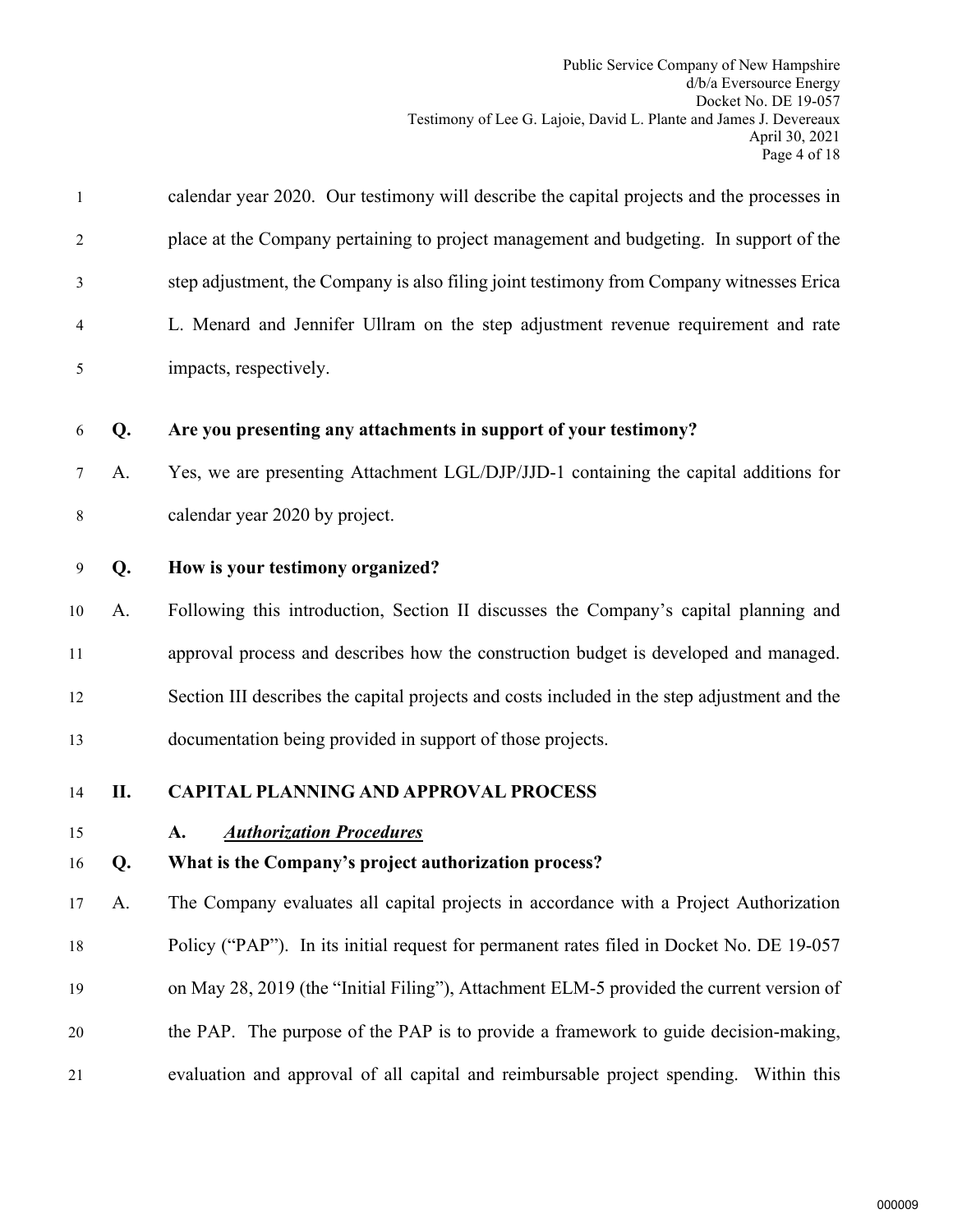calendar year 2020. Our testimony will describe the capital projects and the processes in place at the Company pertaining to project management and budgeting. In support of the step adjustment, the Company is also filing joint testimony from Company witnesses Erica L. Menard and Jennifer Ullram on the step adjustment revenue requirement and rate impacts, respectively.

**Q. Are you presenting any attachments in support of your testimony?**

A. Yes, we are presenting Attachment LGL/DJP/JJD-1 containing the capital additions for calendar year 2020 by project.

**Q. How is your testimony organized?**

A. Following this introduction, Section II discusses the Company's capital planning and approval process and describes how the construction budget is developed and managed. Section III describes the capital projects and costs included in the step adjustment and the documentation being provided in support of those projects.

## II. CAPITAL PLANNING AND APPROVAL PROCESS

### A. *Authorization Procedures*

**Q. What is the Company's project authorization process?**

A. The Company evaluates all capital projects in accordance with a Project Authorization Policy ("PAP"). In its initial request for permanent rates filed in Docket No. DE 19-057 on May 28, 2019 (the "Initial Filing"), Attachment ELM-5 provided the current version of the PAP. The purpose of the PAP is to provide a framework to guide decision-making, evaluation and approval of all capital and reimbursable project spending. Within this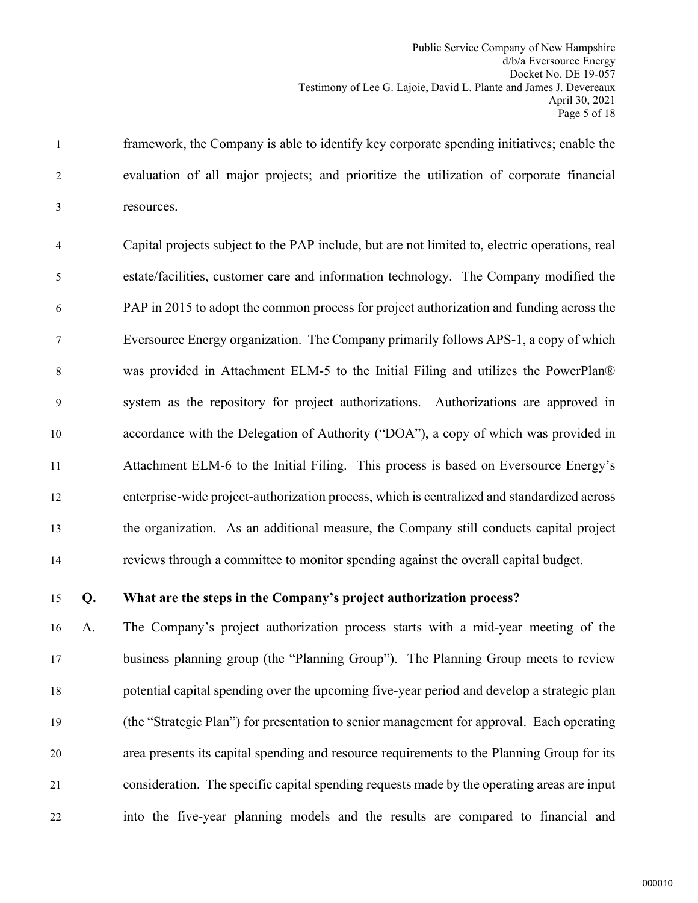framework, the Company is able to identify key corporate spending initiatives; enable the evaluation of all major projects; and prioritize the utilization of corporate financial resources.

Capital projects subject to the PAP include, but are not limited to, electric operations, real estate/facilities, customer care and information technology. The Company modified the PAP in 2015 to adopt the common process for project authorization and funding across the Eversource Energy organization. The Company primarily follows APS-1, a copy of which was provided in Attachment ELM-5 to the Initial Filing and utilizes the PowerPlan® system as the repository for project authorizations. Authorizations are approved in accordance with the Delegation of Authority ("DOA"), a copy of which was provided in Attachment ELM-6 to the Initial Filing. This process is based on Eversource Energy's enterprise-wide project-authorization process, which is centralized and standardized across the organization. As an additional measure, the Company still conducts capital project reviews through a committee to monitor spending against the overall capital budget.

**Q. What are the steps in the Company's project authorization process?**

A. The Company's project authorization process starts with a mid-year meeting of the business planning group (the "Planning Group"). The Planning Group meets to review potential capital spending over the upcoming five-year period and develop a strategic plan (the "Strategic Plan") for presentation to senior management for approval. Each operating area presents its capital spending and resource requirements to the Planning Group for its consideration. The specific capital spending requests made by the operating areas are input into the five-year planning models and the results are compared to financial and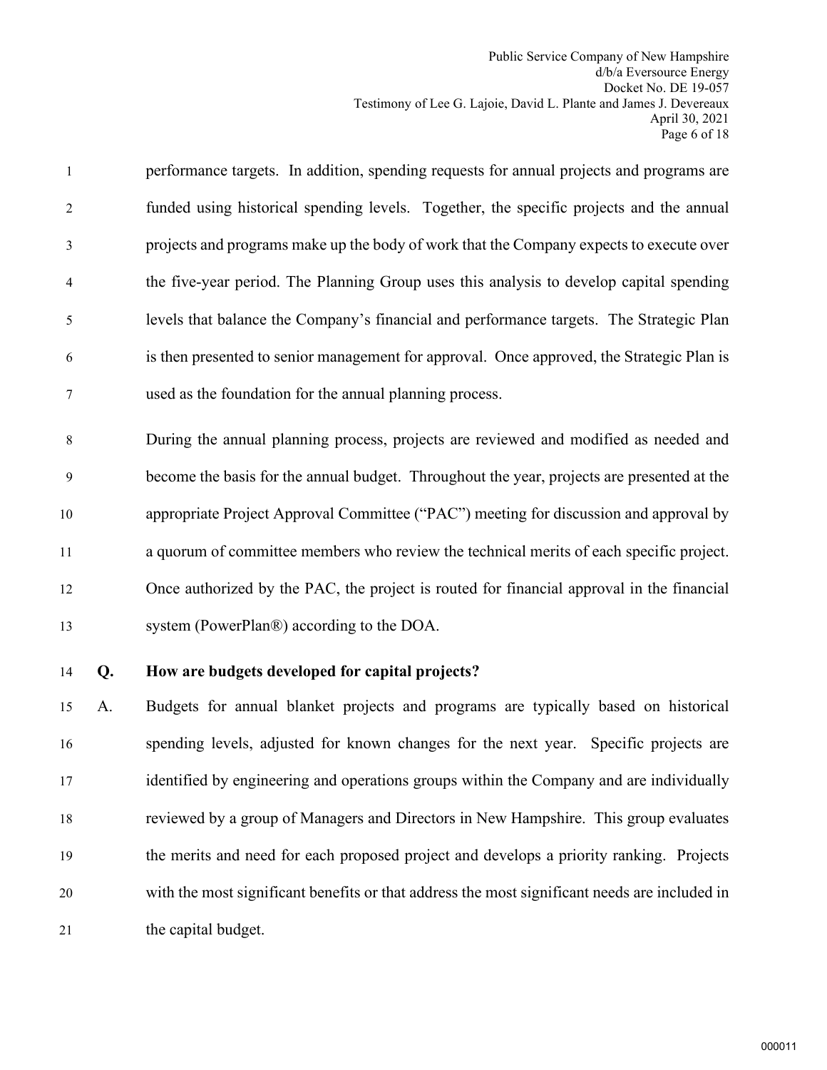performance targets. In addition, spending requests for annual projects and programs are funded using historical spending levels. Together, the specific projects and the annual projects and programs make up the body of work that the Company expects to execute over the five-year period. The Planning Group uses this analysis to develop capital spending levels that balance the Company's financial and performance targets. The Strategic Plan is then presented to senior management for approval. Once approved, the Strategic Plan is used as the foundation for the annual planning process.

During the annual planning process, projects are reviewed and modified as needed and become the basis for the annual budget. Throughout the year, projects are presented at the appropriate Project Approval Committee ("PAC") meeting for discussion and approval by a quorum of committee members who review the technical merits of each specific project. Once authorized by the PAC, the project is routed for financial approval in the financial system (PowerPlan®) according to the DOA.

**Q. How are budgets developed for capital projects?**

A. Budgets for annual blanket projects and programs are typically based on historical spending levels, adjusted for known changes for the next year. Specific projects are identified by engineering and operations groups within the Company and are individually reviewed by a group of Managers and Directors in New Hampshire. This group evaluates the merits and need for each proposed project and develops a priority ranking. Projects with the most significant benefits or that address the most significant needs are included in the capital budget.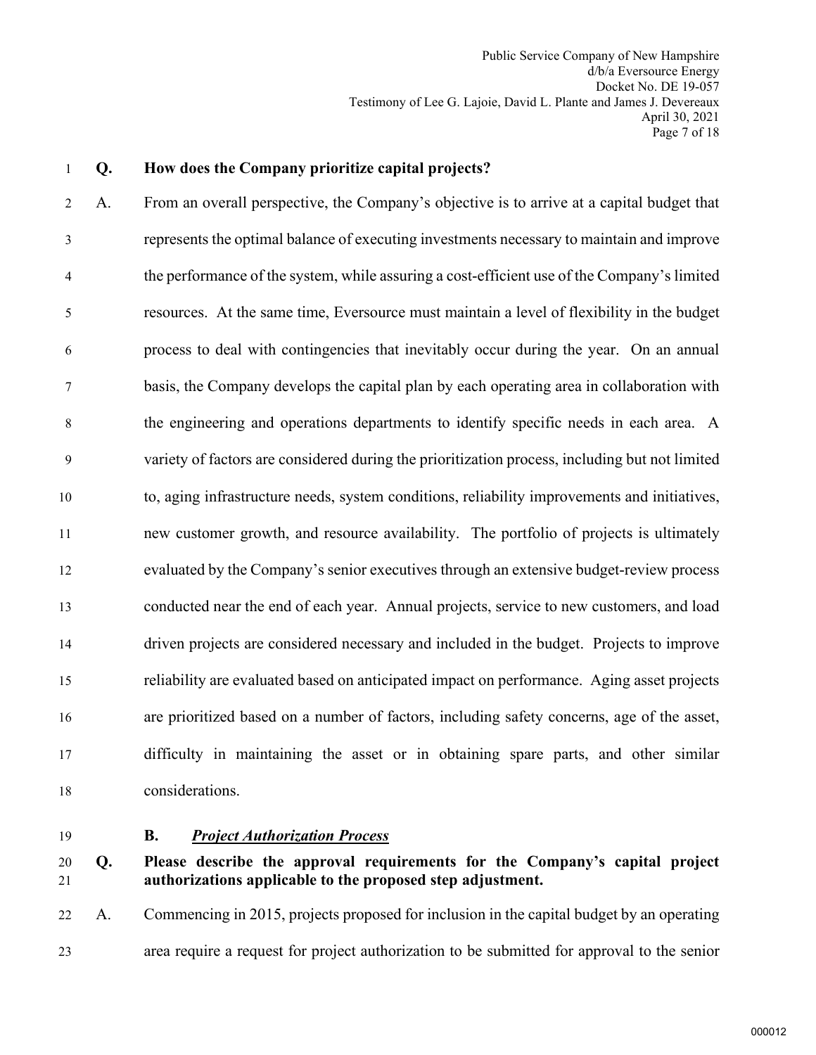**Q. How does the Company prioritize capital projects?**

A. From an overall perspective, the Company's objective is to arrive at a capital budget that represents the optimal balance of executing investments necessary to maintain and improve the performance of the system, while assuring a cost-efficient use of the Company's limited resources. At the same time, Eversource must maintain a level of flexibility in the budget process to deal with contingencies that inevitably occur during the year. On an annual basis, the Company develops the capital plan by each operating area in collaboration with the engineering and operations departments to identify specific needs in each area. A variety of factors are considered during the prioritization process, including but not limited to, aging infrastructure needs, system conditions, reliability improvements and initiatives, new customer growth, and resource availability. The portfolio of projects is ultimately evaluated by the Company's senior executives through an extensive budget-review process conducted near the end of each year. Annual projects, service to new customers, and load driven projects are considered necessary and included in the budget. Projects to improve reliability are evaluated based on anticipated impact on performance. Aging asset projects are prioritized based on a number of factors, including safety concerns, age of the asset, difficulty in maintaining the asset or in obtaining spare parts, and other similar considerations.

### B. ***Project Authorization Process***

**Q. Please describe the approval requirements for the Company's capital project authorizations applicable to the proposed step adjustment.**

A. Commencing in 2015, projects proposed for inclusion in the capital budget by an operating area require a request for project authorization to be submitted for approval to the senior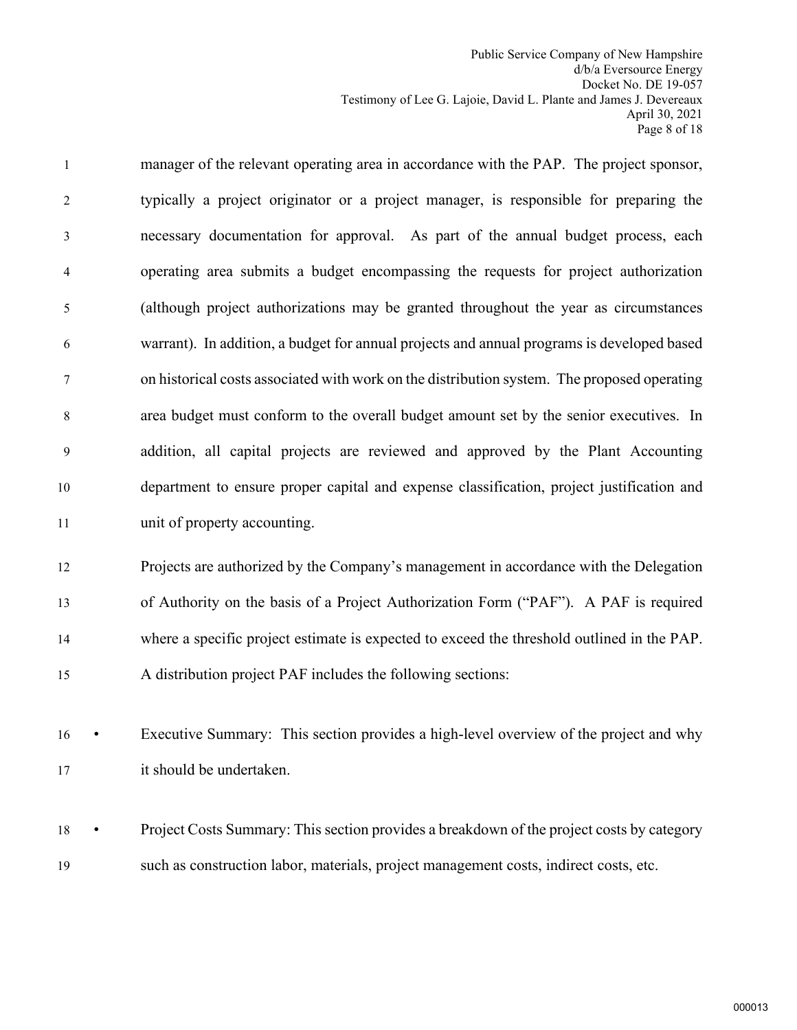manager of the relevant operating area in accordance with the PAP. The project sponsor, typically a project originator or a project manager, is responsible for preparing the necessary documentation for approval. As part of the annual budget process, each operating area submits a budget encompassing the requests for project authorization (although project authorizations may be granted throughout the year as circumstances warrant). In addition, a budget for annual projects and annual programs is developed based on historical costs associated with work on the distribution system. The proposed operating area budget must conform to the overall budget amount set by the senior executives. In addition, all capital projects are reviewed and approved by the Plant Accounting department to ensure proper capital and expense classification, project justification and unit of property accounting.

Projects are authorized by the Company's management in accordance with the Delegation of Authority on the basis of a Project Authorization Form ("PAF"). A PAF is required where a specific project estimate is expected to exceed the threshold outlined in the PAP. A distribution project PAF includes the following sections:

- Executive Summary: This section provides a high-level overview of the project and why it should be undertaken.
- Project Costs Summary: This section provides a breakdown of the project costs by category such as construction labor, materials, project management costs, indirect costs, etc.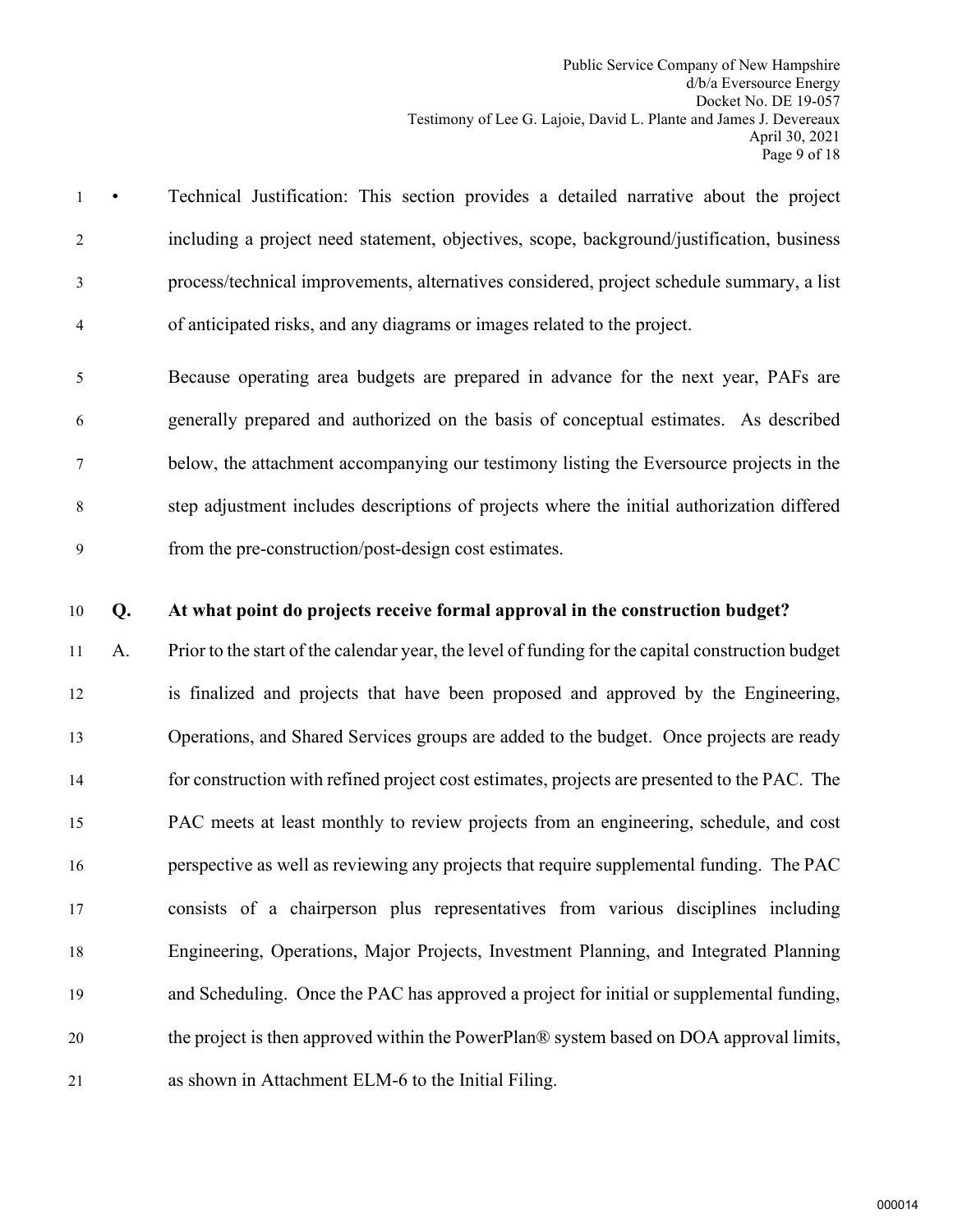- Technical Justification: This section provides a detailed narrative about the project including a project need statement, objectives, scope, background/justification, business process/technical improvements, alternatives considered, project schedule summary, a list of anticipated risks, and any diagrams or images related to the project.

Because operating area budgets are prepared in advance for the next year, PAFs are generally prepared and authorized on the basis of conceptual estimates. As described below, the attachment accompanying our testimony listing the Eversource projects in the step adjustment includes descriptions of projects where the initial authorization differed from the pre-construction/post-design cost estimates.

**Q. At what point do projects receive formal approval in the construction budget?**

A. Prior to the start of the calendar year, the level of funding for the capital construction budget is finalized and projects that have been proposed and approved by the Engineering, Operations, and Shared Services groups are added to the budget. Once projects are ready for construction with refined project cost estimates, projects are presented to the PAC. The PAC meets at least monthly to review projects from an engineering, schedule, and cost perspective as well as reviewing any projects that require supplemental funding. The PAC consists of a chairperson plus representatives from various disciplines including Engineering, Operations, Major Projects, Investment Planning, and Integrated Planning and Scheduling. Once the PAC has approved a project for initial or supplemental funding, the project is then approved within the PowerPlan® system based on DOA approval limits, as shown in Attachment ELM-6 to the Initial Filing.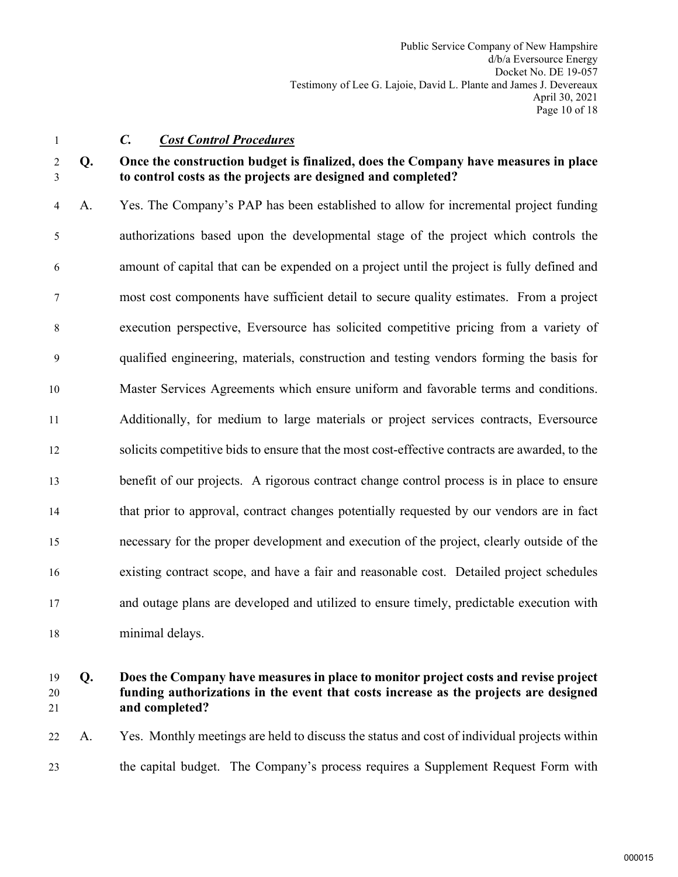### *C. Cost Control Procedures*

**Q. Once the construction budget is finalized, does the Company have measures in place to control costs as the projects are designed and completed?**

A. Yes. The Company's PAP has been established to allow for incremental project funding authorizations based upon the developmental stage of the project which controls the amount of capital that can be expended on a project until the project is fully defined and most cost components have sufficient detail to secure quality estimates. From a project execution perspective, Eversource has solicited competitive pricing from a variety of qualified engineering, materials, construction and testing vendors forming the basis for Master Services Agreements which ensure uniform and favorable terms and conditions. Additionally, for medium to large materials or project services contracts, Eversource solicits competitive bids to ensure that the most cost-effective contracts are awarded, to the benefit of our projects. A rigorous contract change control process is in place to ensure that prior to approval, contract changes potentially requested by our vendors are in fact necessary for the proper development and execution of the project, clearly outside of the existing contract scope, and have a fair and reasonable cost. Detailed project schedules and outage plans are developed and utilized to ensure timely, predictable execution with minimal delays.

**Q. Does the Company have measures in place to monitor project costs and revise project funding authorizations in the event that costs increase as the projects are designed and completed?**

A. Yes. Monthly meetings are held to discuss the status and cost of individual projects within the capital budget. The Company's process requires a Supplement Request Form with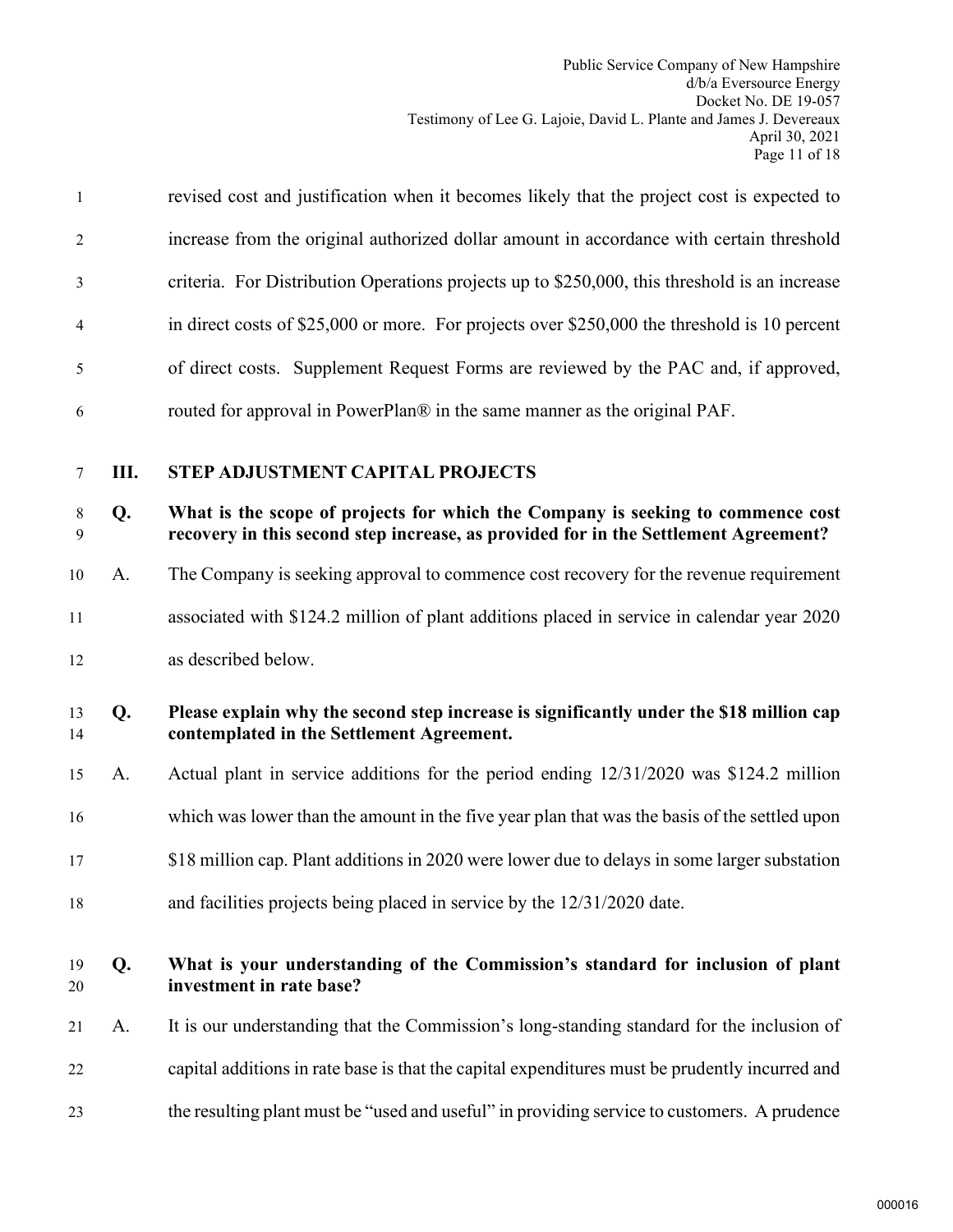revised cost and justification when it becomes likely that the project cost is expected to increase from the original authorized dollar amount in accordance with certain threshold criteria. For Distribution Operations projects up to $250,000, this threshold is an increase in direct costs of $25,000 or more. For projects over $250,000 the threshold is 10 percent of direct costs. Supplement Request Forms are reviewed by the PAC and, if approved, routed for approval in PowerPlan® in the same manner as the original PAF.

## III. STEP ADJUSTMENT CAPITAL PROJECTS

**Q. What is the scope of projects for which the Company is seeking to commence cost recovery in this second step increase, as provided for in the Settlement Agreement?**

A. The Company is seeking approval to commence cost recovery for the revenue requirement associated with $124.2 million of plant additions placed in service in calendar year 2020 as described below.

**Q. Please explain why the second step increase is significantly under the $18 million cap contemplated in the Settlement Agreement.**

A. Actual plant in service additions for the period ending 12/31/2020 was $124.2 million which was lower than the amount in the five year plan that was the basis of the settled upon $18 million cap. Plant additions in 2020 were lower due to delays in some larger substation and facilities projects being placed in service by the 12/31/2020 date.

**Q. What is your understanding of the Commission's standard for inclusion of plant investment in rate base?**

A. It is our understanding that the Commission's long-standing standard for the inclusion of capital additions in rate base is that the capital expenditures must be prudently incurred and the resulting plant must be "used and useful" in providing service to customers. A prudence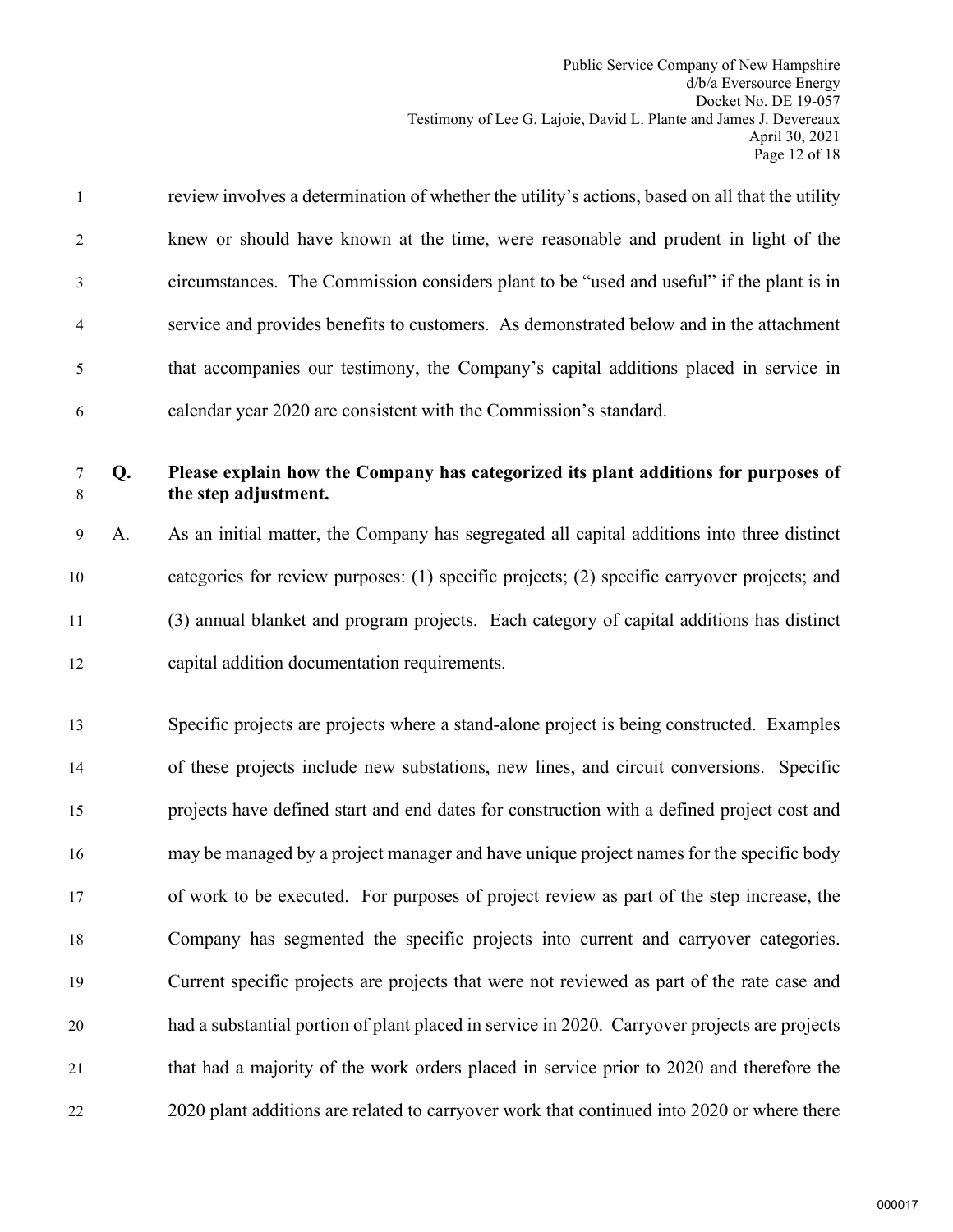review involves a determination of whether the utility's actions, based on all that the utility knew or should have known at the time, were reasonable and prudent in light of the circumstances. The Commission considers plant to be "used and useful" if the plant is in service and provides benefits to customers. As demonstrated below and in the attachment that accompanies our testimony, the Company's capital additions placed in service in calendar year 2020 are consistent with the Commission's standard.

**Q. Please explain how the Company has categorized its plant additions for purposes of the step adjustment.**

A. As an initial matter, the Company has segregated all capital additions into three distinct categories for review purposes: (1) specific projects; (2) specific carryover projects; and (3) annual blanket and program projects. Each category of capital additions has distinct capital addition documentation requirements.

Specific projects are projects where a stand-alone project is being constructed. Examples of these projects include new substations, new lines, and circuit conversions. Specific projects have defined start and end dates for construction with a defined project cost and may be managed by a project manager and have unique project names for the specific body of work to be executed. For purposes of project review as part of the step increase, the Company has segmented the specific projects into current and carryover categories. Current specific projects are projects that were not reviewed as part of the rate case and had a substantial portion of plant placed in service in 2020. Carryover projects are projects that had a majority of the work orders placed in service prior to 2020 and therefore the 2020 plant additions are related to carryover work that continued into 2020 or where there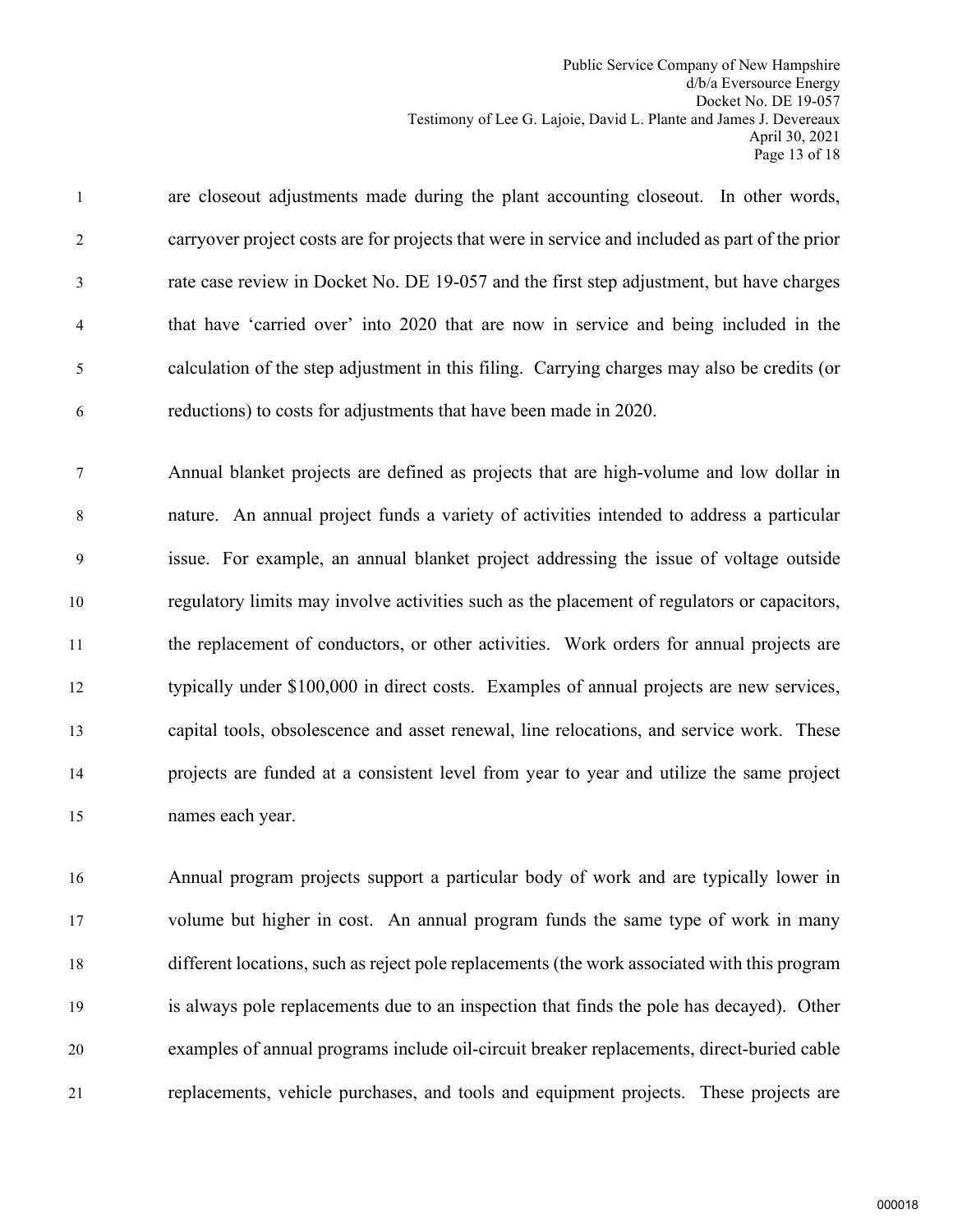are closeout adjustments made during the plant accounting closeout. In other words, carryover project costs are for projects that were in service and included as part of the prior rate case review in Docket No. DE 19-057 and the first step adjustment, but have charges that have 'carried over' into 2020 that are now in service and being included in the calculation of the step adjustment in this filing. Carrying charges may also be credits (or reductions) to costs for adjustments that have been made in 2020.

Annual blanket projects are defined as projects that are high-volume and low dollar in nature. An annual project funds a variety of activities intended to address a particular issue. For example, an annual blanket project addressing the issue of voltage outside regulatory limits may involve activities such as the placement of regulators or capacitors, the replacement of conductors, or other activities. Work orders for annual projects are typically under $100,000 in direct costs. Examples of annual projects are new services, capital tools, obsolescence and asset renewal, line relocations, and service work. These projects are funded at a consistent level from year to year and utilize the same project names each year.

Annual program projects support a particular body of work and are typically lower in volume but higher in cost. An annual program funds the same type of work in many different locations, such as reject pole replacements (the work associated with this program is always pole replacements due to an inspection that finds the pole has decayed). Other examples of annual programs include oil-circuit breaker replacements, direct-buried cable replacements, vehicle purchases, and tools and equipment projects. These projects are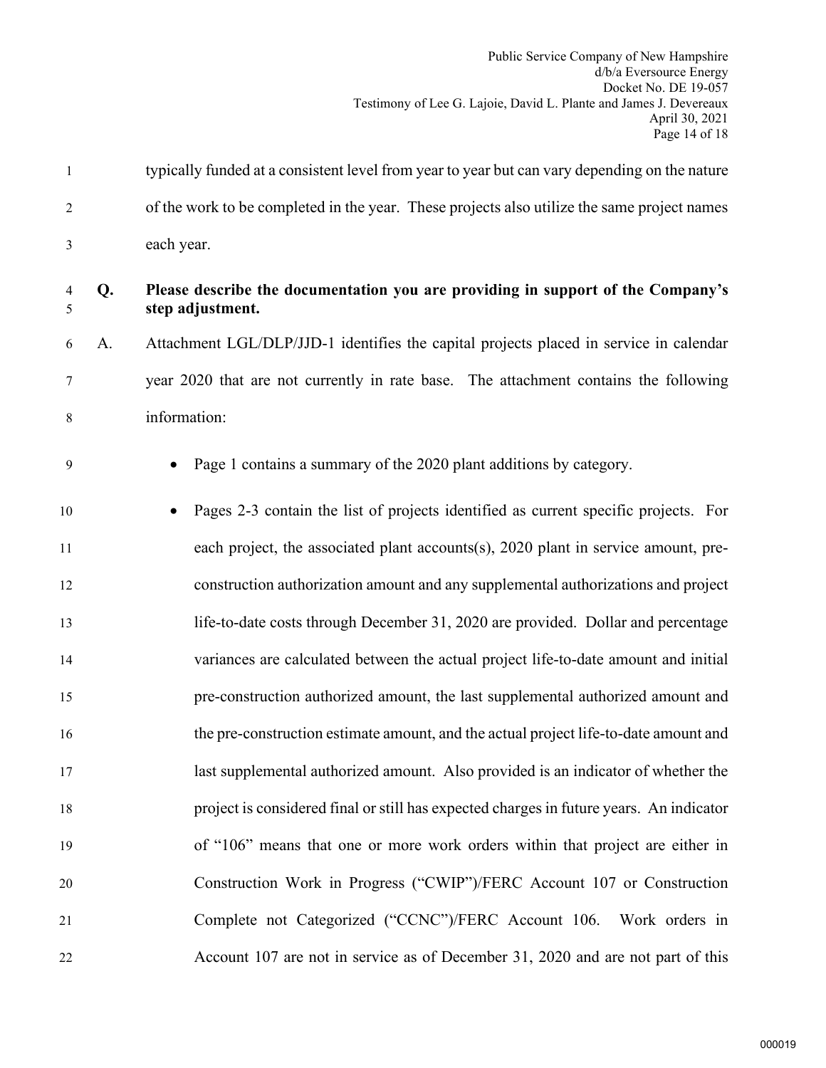typically funded at a consistent level from year to year but can vary depending on the nature of the work to be completed in the year. These projects also utilize the same project names each year.

**Q. Please describe the documentation you are providing in support of the Company's step adjustment.**

A. Attachment LGL/DLP/JJD-1 identifies the capital projects placed in service in calendar year 2020 that are not currently in rate base. The attachment contains the following information:

- Page 1 contains a summary of the 2020 plant additions by category.
- Pages 2-3 contain the list of projects identified as current specific projects. For each project, the associated plant accounts(s), 2020 plant in service amount, pre-construction authorization amount and any supplemental authorizations and project life-to-date costs through December 31, 2020 are provided. Dollar and percentage variances are calculated between the actual project life-to-date amount and initial pre-construction authorized amount, the last supplemental authorized amount and the pre-construction estimate amount, and the actual project life-to-date amount and last supplemental authorized amount. Also provided is an indicator of whether the project is considered final or still has expected charges in future years. An indicator of "106" means that one or more work orders within that project are either in Construction Work in Progress ("CWIP")/FERC Account 107 or Construction Complete not Categorized ("CCNC")/FERC Account 106. Work orders in Account 107 are not in service as of December 31, 2020 and are not part of this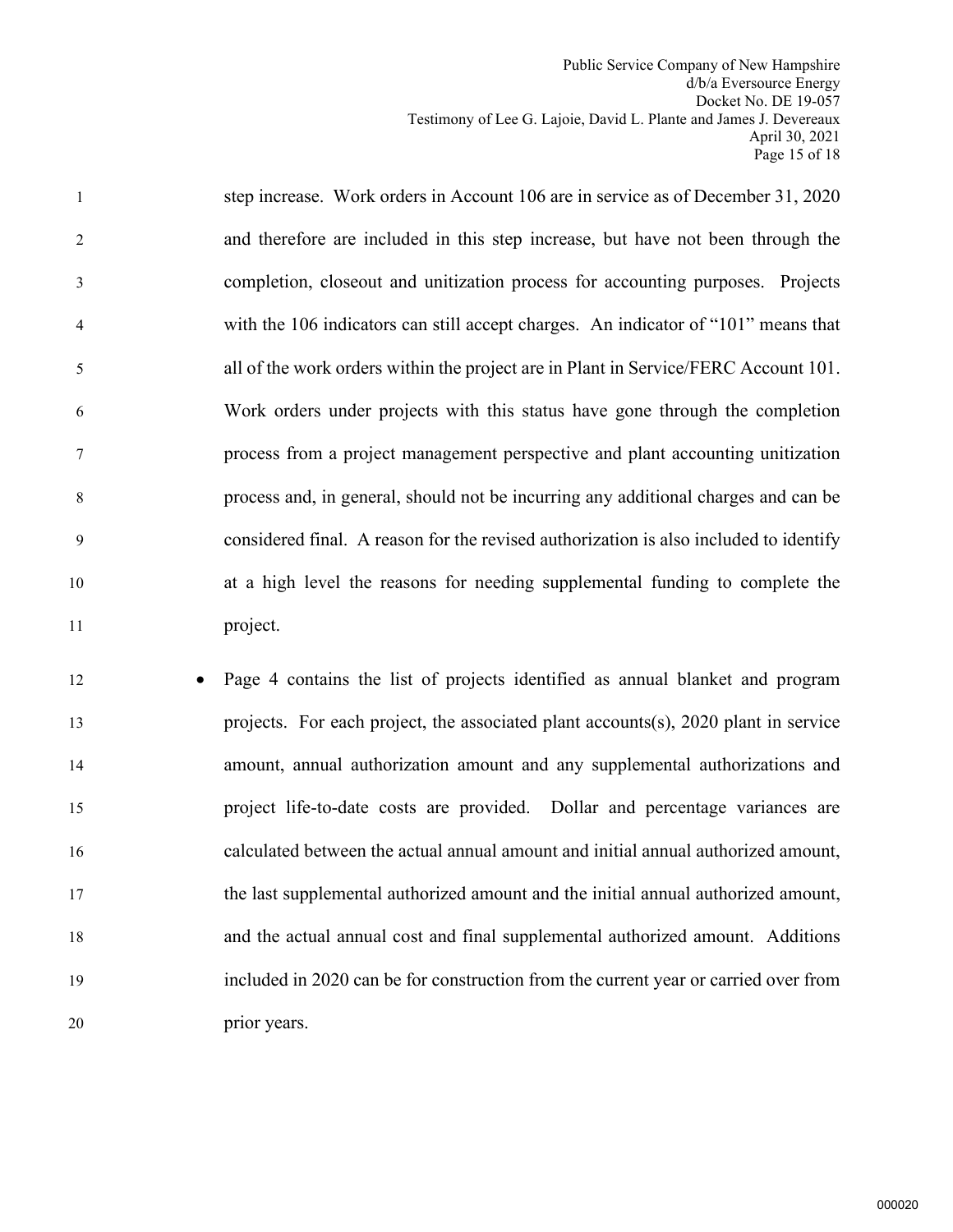step increase. Work orders in Account 106 are in service as of December 31, 2020 and therefore are included in this step increase, but have not been through the completion, closeout and unitization process for accounting purposes. Projects with the 106 indicators can still accept charges. An indicator of "101" means that all of the work orders within the project are in Plant in Service/FERC Account 101. Work orders under projects with this status have gone through the completion process from a project management perspective and plant accounting unitization process and, in general, should not be incurring any additional charges and can be considered final. A reason for the revised authorization is also included to identify at a high level the reasons for needing supplemental funding to complete the project.

- Page 4 contains the list of projects identified as annual blanket and program projects. For each project, the associated plant accounts(s), 2020 plant in service amount, annual authorization amount and any supplemental authorizations and project life-to-date costs are provided. Dollar and percentage variances are calculated between the actual annual amount and initial annual authorized amount, the last supplemental authorized amount and the initial annual authorized amount, and the actual annual cost and final supplemental authorized amount. Additions included in 2020 can be for construction from the current year or carried over from prior years.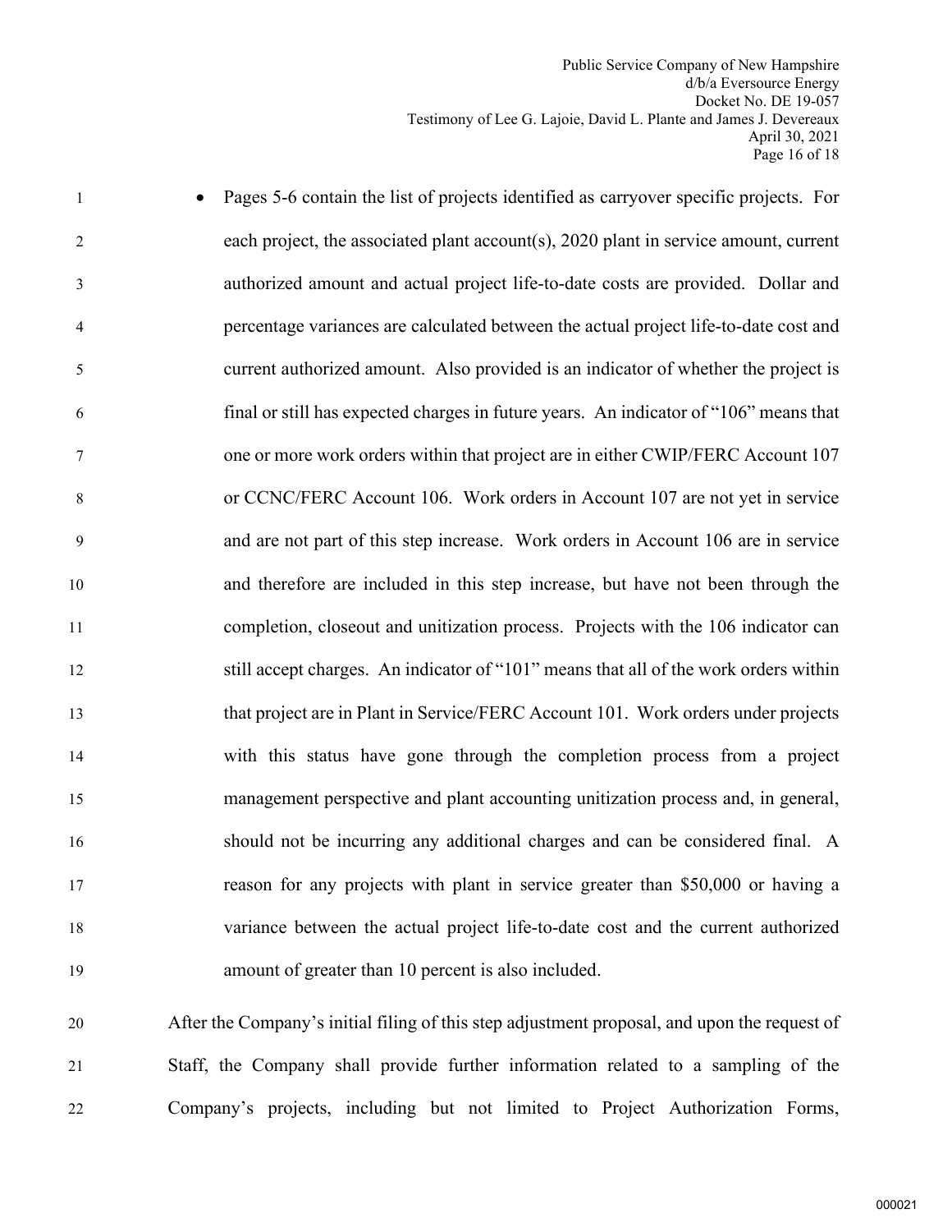- Pages 5-6 contain the list of projects identified as carryover specific projects. For each project, the associated plant account(s), 2020 plant in service amount, current authorized amount and actual project life-to-date costs are provided. Dollar and percentage variances are calculated between the actual project life-to-date cost and current authorized amount. Also provided is an indicator of whether the project is final or still has expected charges in future years. An indicator of "106" means that one or more work orders within that project are in either CWIP/FERC Account 107 or CCNC/FERC Account 106. Work orders in Account 107 are not yet in service and are not part of this step increase. Work orders in Account 106 are in service and therefore are included in this step increase, but have not been through the completion, closeout and unitization process. Projects with the 106 indicator can still accept charges. An indicator of "101" means that all of the work orders within that project are in Plant in Service/FERC Account 101. Work orders under projects with this status have gone through the completion process from a project management perspective and plant accounting unitization process and, in general, should not be incurring any additional charges and can be considered final. A reason for any projects with plant in service greater than $50,000 or having a variance between the actual project life-to-date cost and the current authorized amount of greater than 10 percent is also included.

After the Company's initial filing of this step adjustment proposal, and upon the request of Staff, the Company shall provide further information related to a sampling of the Company's projects, including but not limited to Project Authorization Forms,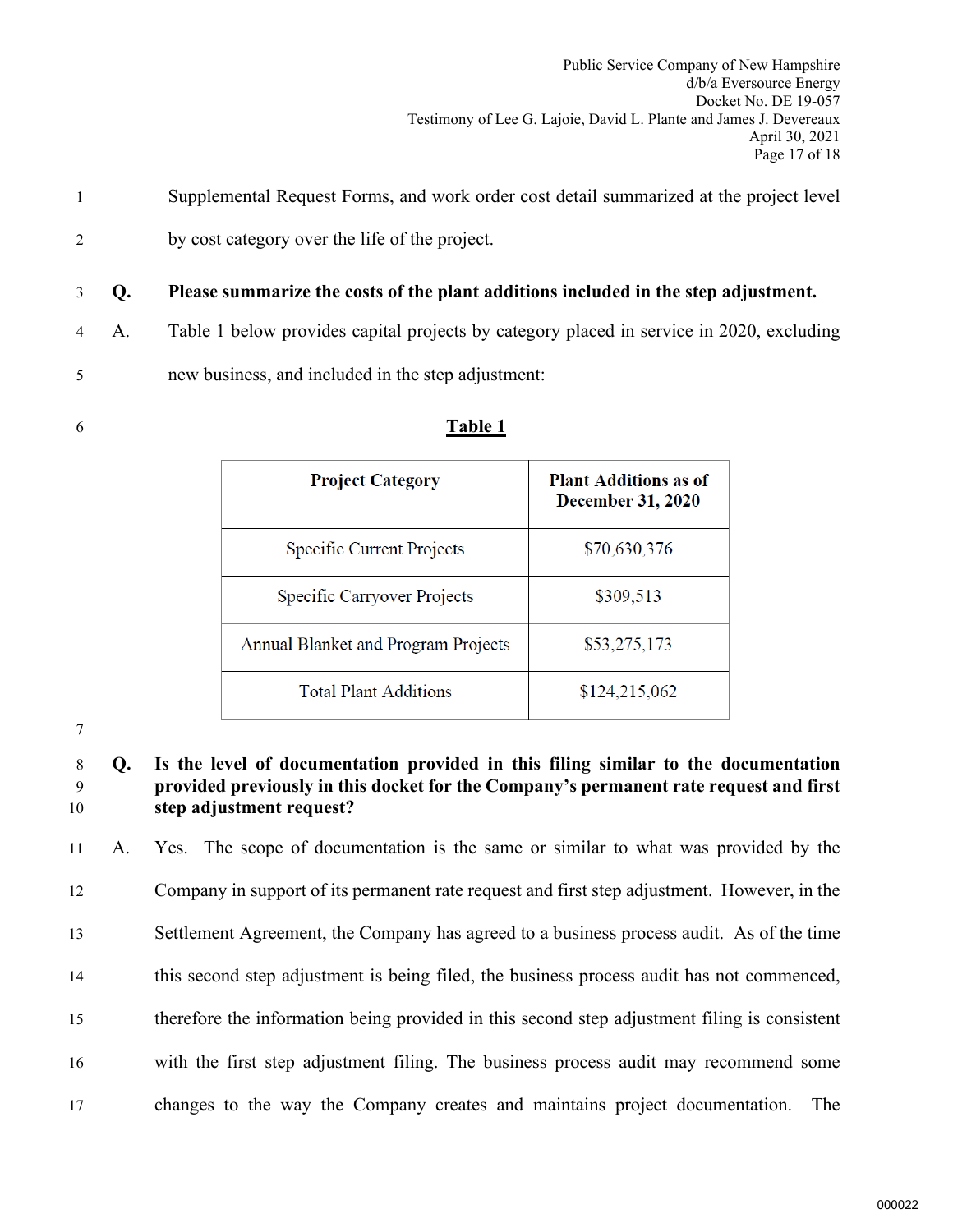Supplemental Request Forms, and work order cost detail summarized at the project level by cost category over the life of the project.

**Q. Please summarize the costs of the plant additions included in the step adjustment.**

A. Table 1 below provides capital projects by category placed in service in 2020, excluding new business, and included in the step adjustment:

**Table 1**

| Project Category | Plant Additions as of December 31, 2020 |
|---|---|
| Specific Current Projects | $70,630,376 |
| Specific Carryover Projects | $309,513 |
| Annual Blanket and Program Projects | $53,275,173 |
| Total Plant Additions | $124,215,062 |

**Q. Is the level of documentation provided in this filing similar to the documentation provided previously in this docket for the Company's permanent rate request and first step adjustment request?**

A. Yes. The scope of documentation is the same or similar to what was provided by the Company in support of its permanent rate request and first step adjustment. However, in the Settlement Agreement, the Company has agreed to a business process audit. As of the time this second step adjustment is being filed, the business process audit has not commenced, therefore the information being provided in this second step adjustment filing is consistent with the first step adjustment filing. The business process audit may recommend some changes to the way the Company creates and maintains project documentation. The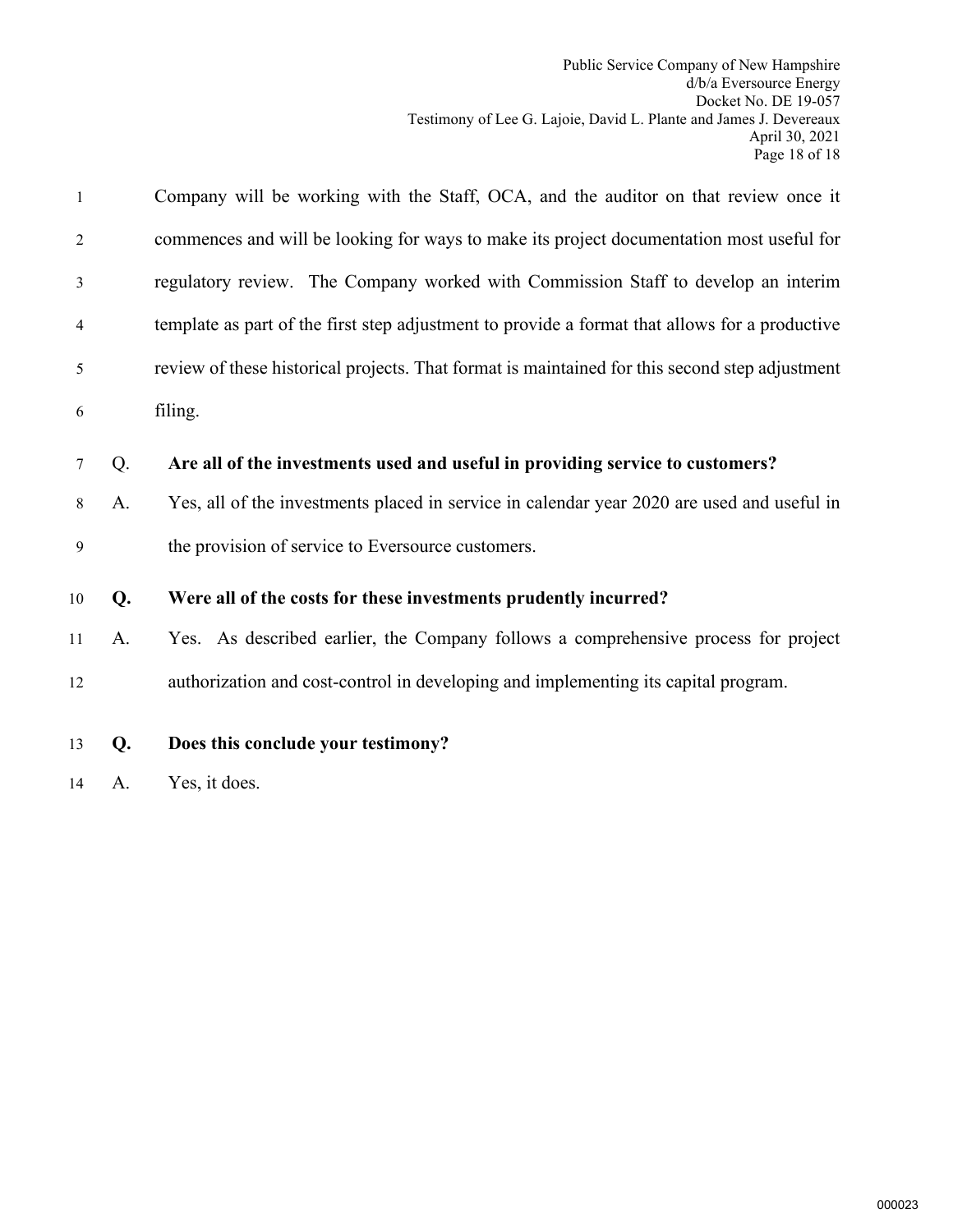Company will be working with the Staff, OCA, and the auditor on that review once it commences and will be looking for ways to make its project documentation most useful for regulatory review. The Company worked with Commission Staff to develop an interim template as part of the first step adjustment to provide a format that allows for a productive review of these historical projects. That format is maintained for this second step adjustment filing.

Q. **Are all of the investments used and useful in providing service to customers?**

A. Yes, all of the investments placed in service in calendar year 2020 are used and useful in the provision of service to Eversource customers.

**Q. Were all of the costs for these investments prudently incurred?**

A. Yes. As described earlier, the Company follows a comprehensive process for project authorization and cost-control in developing and implementing its capital program.

**Q. Does this conclude your testimony?**

A. Yes, it does.